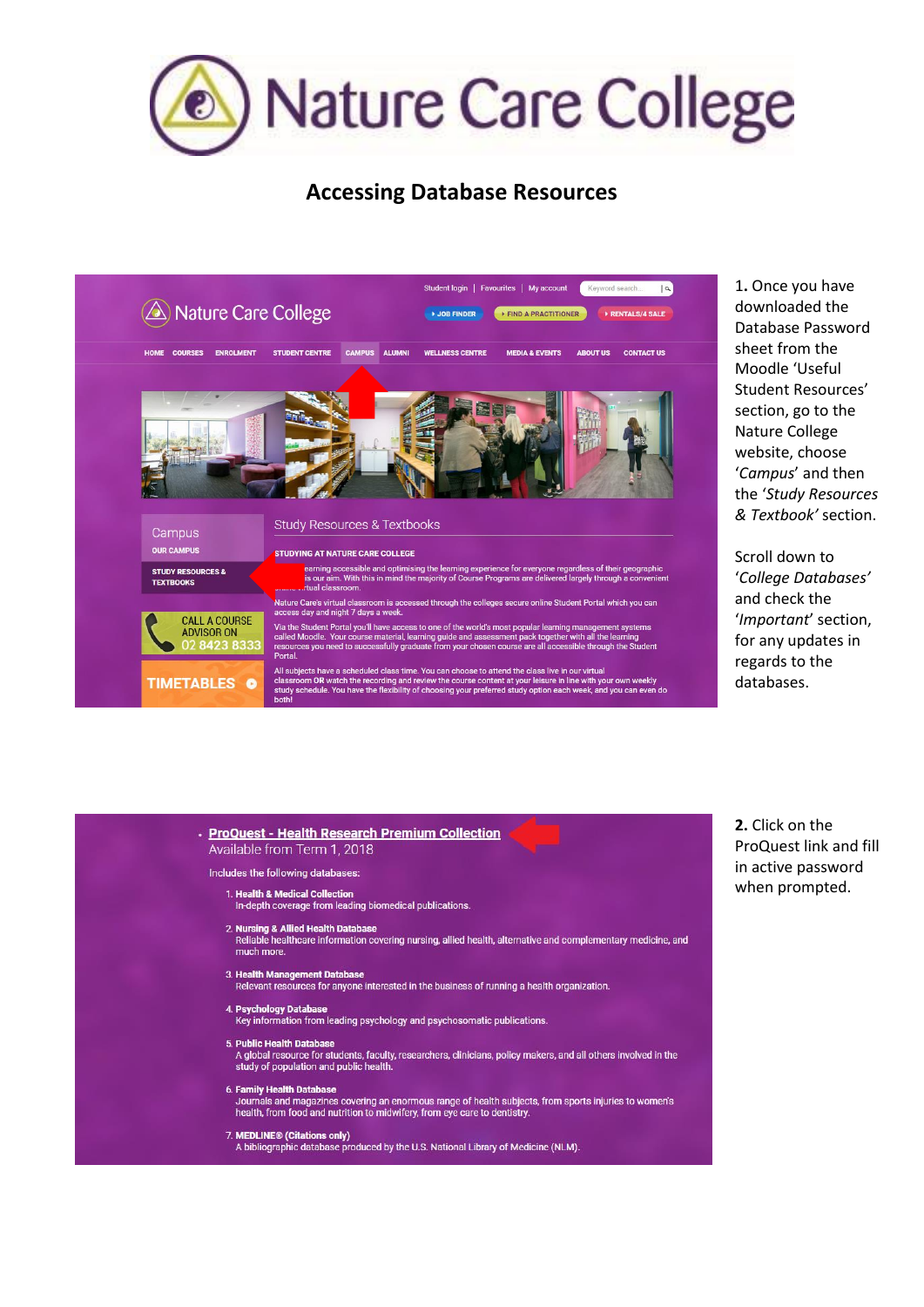# Nature Care College

## Accessing Database Resources

**1.** Once you have downloaded the Database Password sheet from the Moodle 'Useful Student Resources' section, go to the Nature College website, choose '*Campus*' and then the '*Study Resources & Textbook'* section.

Scroll down to '*College Databases'* and check the '*Important*' section, for any updates in for regards to the databases.

**2.** Click on the ProQuest link and fill in active password when prompted.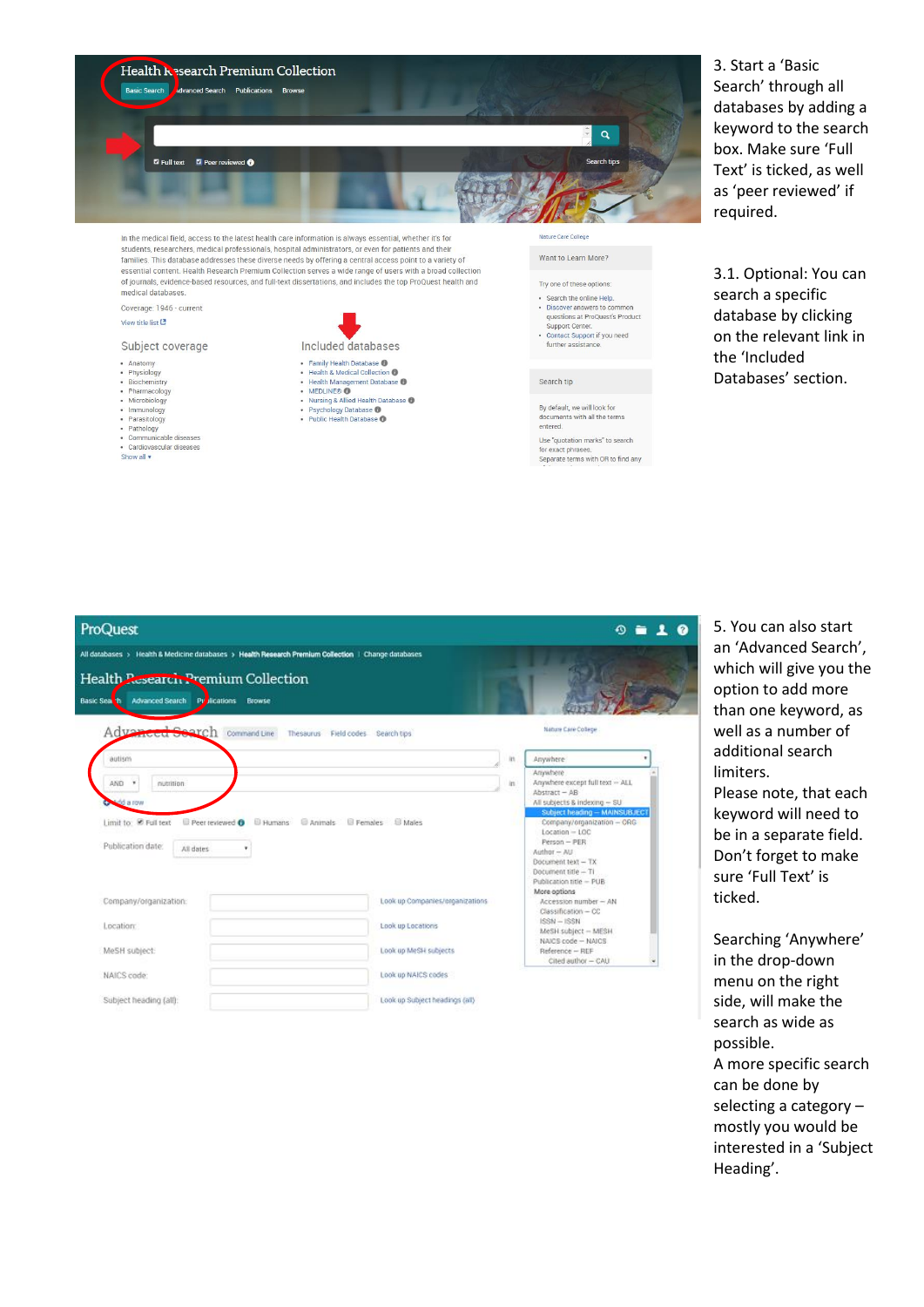3. Start a 'Basic Search' through all databases by adding a keyword to the search box. Make sure 'Full Text' is ticked, as well as 'peer reviewed' if required.

3.1. Optional: You can search a specific database by clicking on the relevant link in the 'Included Databases' section.

5. You can also start an 'Advanced Search', which will give you the option to add more than one keyword, as well as a number of additional search limiters.

Please note, that each keyword will need to be in a separate field. Don't forget to make sure 'Full Text' is ticked.

Searching 'Anywhere' in the drop-down menu on the right side, will make the search as wide as possible.

A more specific search can be done by selecting a category – mostly you would be interested in a 'Subject Heading'.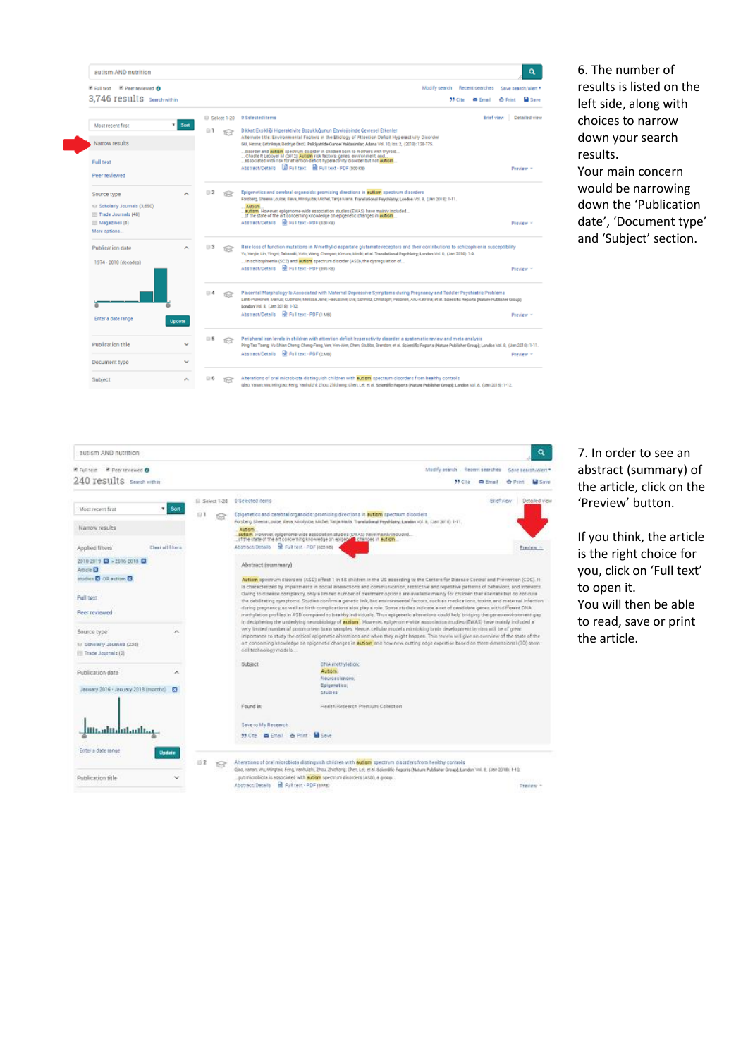6. The number of results is listed on the left side, along with choices to narrow down your search results.
Your main concern would be narrowing down the 'Publication date', 'Document type' and 'Subject' section.

7. In order to see an abstract (summary) of the article, click on the 'Preview' button.

If you think, the article is the right choice for you, click on 'Full text' to open it.
You will then be able to read, save or print the article.